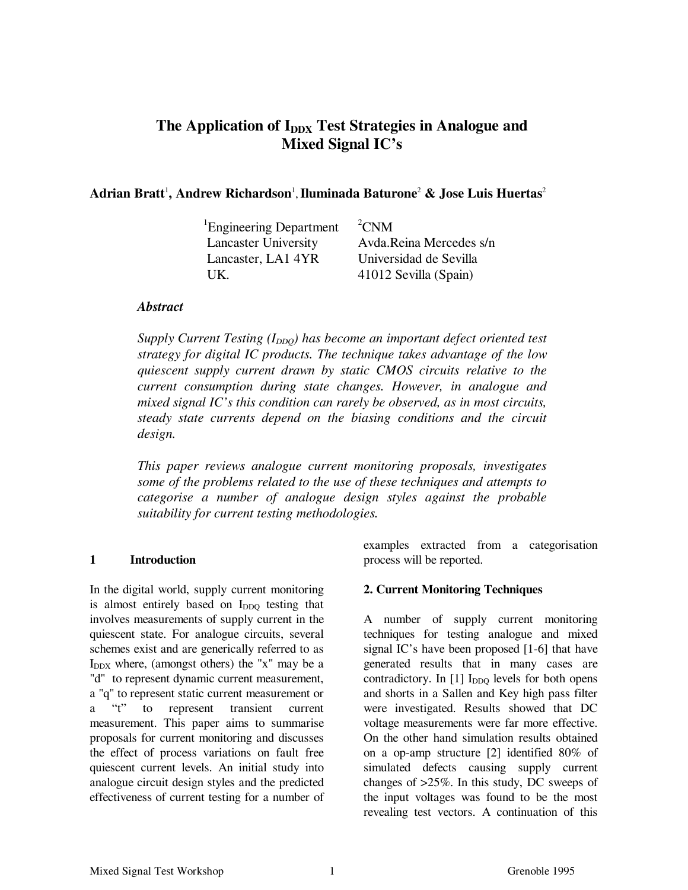# The Application of $I_{DDX}$ Test Strategies in Analogue and Mixed Signal IC's

**Adrian Bratt[1], Andrew Richardson[1], Iluminada Baturone[2] & Jose Luis Huertas[2]**

[1]Engineering Department
Lancaster University
Lancaster, LA1 4YR
UK.

[2]CNM
Avda.Reina Mercedes s/n
Universidad de Sevilla
41012 Sevilla (Spain)

***Abstract***

*Supply Current Testing ($I_{DDQ}$) has become an important defect oriented test strategy for digital IC products. The technique takes advantage of the low quiescent supply current drawn by static CMOS circuits relative to the current consumption during state changes. However, in analogue and mixed signal IC's this condition can rarely be observed, as in most circuits, steady state currents depend on the biasing conditions and the circuit design.*

*This paper reviews analogue current monitoring proposals, investigates some of the problems related to the use of these techniques and attempts to categorise a number of analogue design styles against the probable suitability for current testing methodologies.*

## 1 Introduction

In the digital world, supply current monitoring is almost entirely based on $I_{DDQ}$ testing that involves measurements of supply current in the quiescent state. For analogue circuits, several schemes exist and are generically referred to as $I_{DDX}$ where, (amongst others) the "x" may be a "d" to represent dynamic current measurement, a "q" to represent static current measurement or a "t" to represent transient current measurement. This paper aims to summarise proposals for current monitoring and discusses the effect of process variations on fault free quiescent current levels. An initial study into analogue circuit design styles and the predicted effectiveness of current testing for a number of examples extracted from a categorisation process will be reported.

## 2. Current Monitoring Techniques

A number of supply current monitoring techniques for testing analogue and mixed signal IC's have been proposed [1-6] that have generated results that in many cases are contradictory. In [1] $I_{DDQ}$ levels for both opens and shorts in a Sallen and Key high pass filter were investigated. Results showed that DC voltage measurements were far more effective. On the other hand simulation results obtained on a op-amp structure [2] identified 80% of simulated defects causing supply current changes of >25%. In this study, DC sweeps of the input voltages was found to be the most revealing test vectors. A continuation of this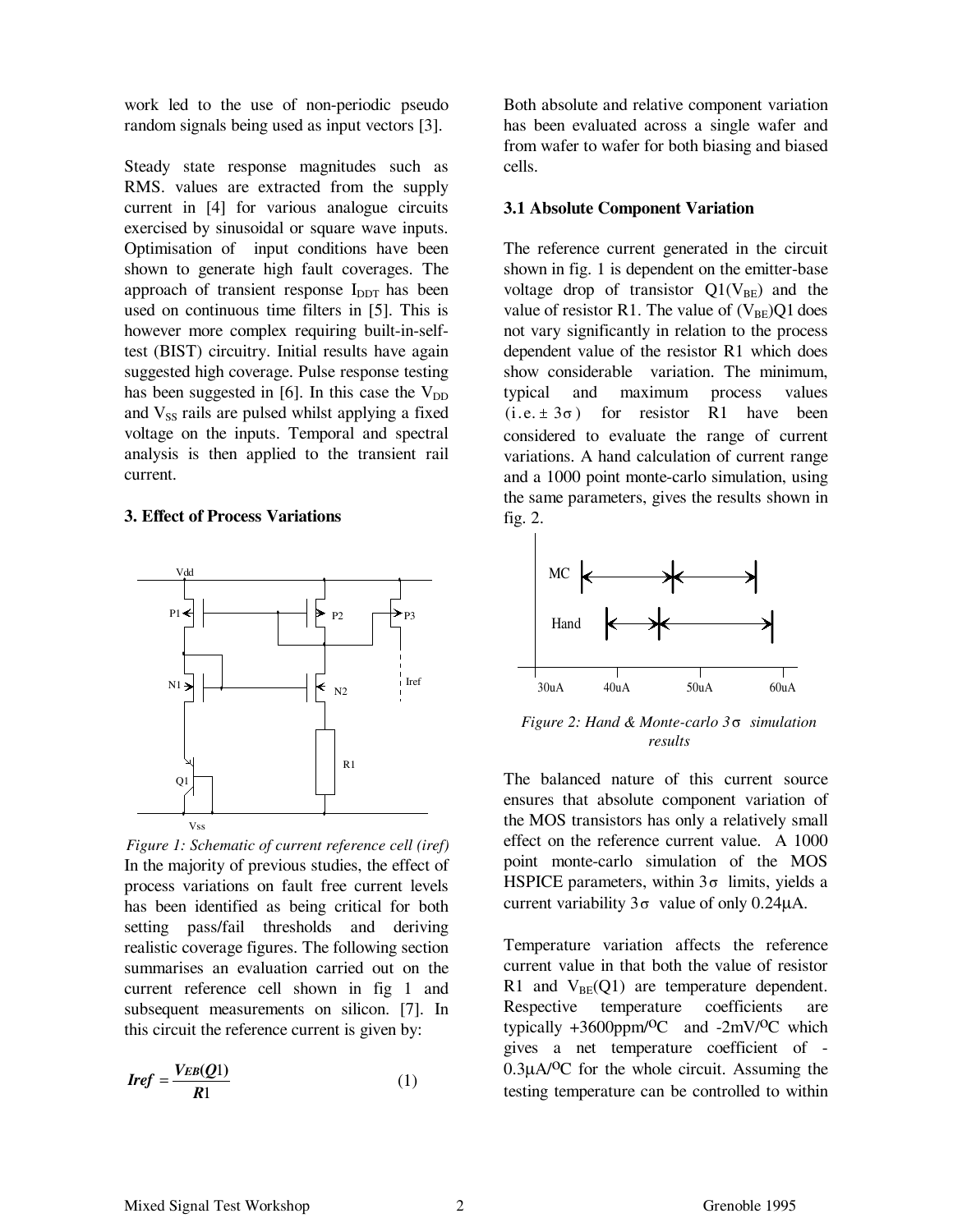work led to the use of non-periodic pseudo random signals being used as input vectors [3].

Steady state response magnitudes such as RMS. values are extracted from the supply current in [4] for various analogue circuits exercised by sinusoidal or square wave inputs. Optimisation of input conditions have been shown to generate high fault coverages. The approach of transient response $I_{DDT}$ has been used on continuous time filters in [5]. This is however more complex requiring built-in-self-test (BIST) circuitry. Initial results have again suggested high coverage. Pulse response testing has been suggested in [6]. In this case the $V_{DD}$ and $V_{SS}$ rails are pulsed whilst applying a fixed voltage on the inputs. Temporal and spectral analysis is then applied to the transient rail current.

## 3. Effect of Process Variations

*Figure 1: Schematic of current reference cell (iref)*

In the majority of previous studies, the effect of process variations on fault free current levels has been identified as being critical for both setting pass/fail thresholds and deriving realistic coverage figures. The following section summarises an evaluation carried out on the current reference cell shown in fig 1 and subsequent measurements on silicon. [7]. In this circuit the reference current is given by:

$$Iref = \frac{V_{EB}(Q1)}{R1} \qquad (1)$$

Both absolute and relative component variation has been evaluated across a single wafer and from wafer to wafer for both biasing and biased cells.

### 3.1 Absolute Component Variation

The reference current generated in the circuit shown in fig. 1 is dependent on the emitter-base voltage drop of transistor Q1($V_{BE}$) and the value of resistor R1. The value of ($V_{BE}$)Q1 does not vary significantly in relation to the process dependent value of the resistor R1 which does show considerable variation. The minimum, typical and maximum process values (i.e. $\pm 3\sigma$) for resistor R1 have been considered to evaluate the range of current variations. A hand calculation of current range and a 1000 point monte-carlo simulation, using the same parameters, gives the results shown in fig. 2.

*Figure 2: Hand & Monte-carlo $3\sigma$ simulation results*

The balanced nature of this current source ensures that absolute component variation of the MOS transistors has only a relatively small effect on the reference current value. A 1000 point monte-carlo simulation of the MOS HSPICE parameters, within $3\sigma$ limits, yields a current variability $3\sigma$ value of only 0.24µA.

Temperature variation affects the reference current value in that both the value of resistor R1 and $V_{BE}$(Q1) are temperature dependent. Respective temperature coefficients are typically +3600ppm/$^{o}$C and -2mV/$^{o}$C which gives a net temperature coefficient of -0.3µA/$^{o}$C for the whole circuit. Assuming the testing temperature can be controlled to within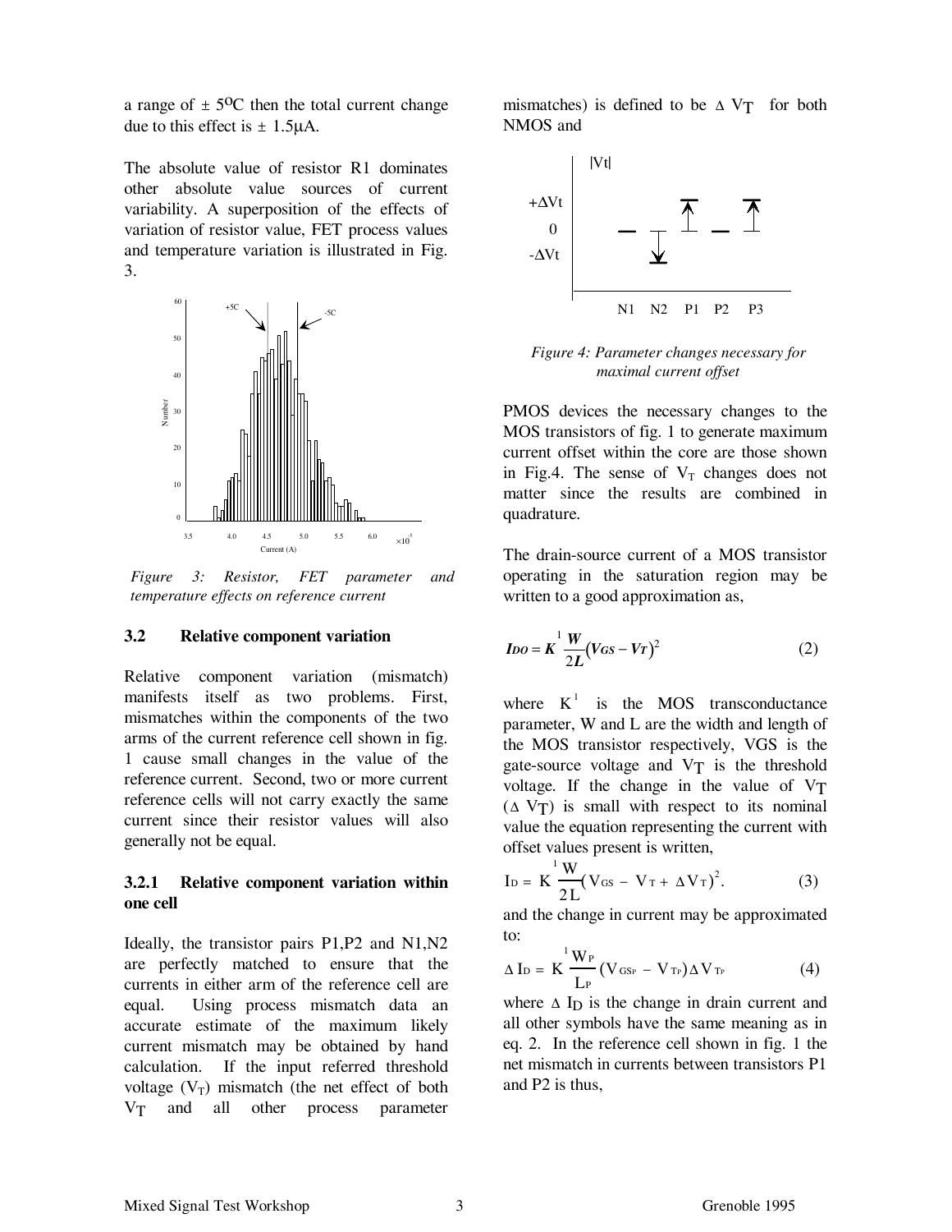a range of ± 5°C then the total current change due to this effect is ± 1.5µA.

The absolute value of resistor R1 dominates other absolute value sources of current variability. A superposition of the effects of variation of resistor value, FET process values and temperature variation is illustrated in Fig. 3.

*Figure 3: Resistor, FET parameter and temperature effects on reference current*

### 3.2 Relative component variation

Relative component variation (mismatch) manifests itself as two problems. First, mismatches within the components of the two arms of the current reference cell shown in fig. 1 cause small changes in the value of the reference current. Second, two or more current reference cells will not carry exactly the same current since their resistor values will also generally not be equal.

#### 3.2.1 Relative component variation within one cell

Ideally, the transistor pairs P1,P2 and N1,N2 are perfectly matched to ensure that the currents in either arm of the reference cell are equal. Using process mismatch data an accurate estimate of the maximum likely current mismatch may be obtained by hand calculation. If the input referred threshold voltage ($V_T$) mismatch (the net effect of both $V_T$ and all other process parameter mismatches) is defined to be $\Delta V_T$ for both NMOS and

*Figure 4: Parameter changes necessary for maximal current offset*

PMOS devices the necessary changes to the MOS transistors of fig. 1 to generate maximum current offset within the core are those shown in Fig.4. The sense of $V_T$ changes does not matter since the results are combined in quadrature.

The drain-source current of a MOS transistor operating in the saturation region may be written to a good approximation as,

$$I_{DO} = K^1 \frac{W}{2L}(V_{GS} - V_T)^2 \tag{2}$$

where $K^1$ is the MOS transconductance parameter, W and L are the width and length of the MOS transistor respectively, VGS is the gate-source voltage and $V_T$ is the threshold voltage. If the change in the value of $V_T$ ($\Delta V_T$) is small with respect to its nominal value the equation representing the current with offset values present is written,

$$I_D = K^1 \frac{W}{2L}(V_{GS} - V_T + \Delta V_T)^2. \tag{3}$$

and the change in current may be approximated to:

$$\Delta I_D = K^1 \frac{W_P}{L_P}(V_{GSP} - V_{TP})\Delta V_{TP} \tag{4}$$

where $\Delta I_D$ is the change in drain current and all other symbols have the same meaning as in eq. 2. In the reference cell shown in fig. 1 the net mismatch in currents between transistors P1 and P2 is thus,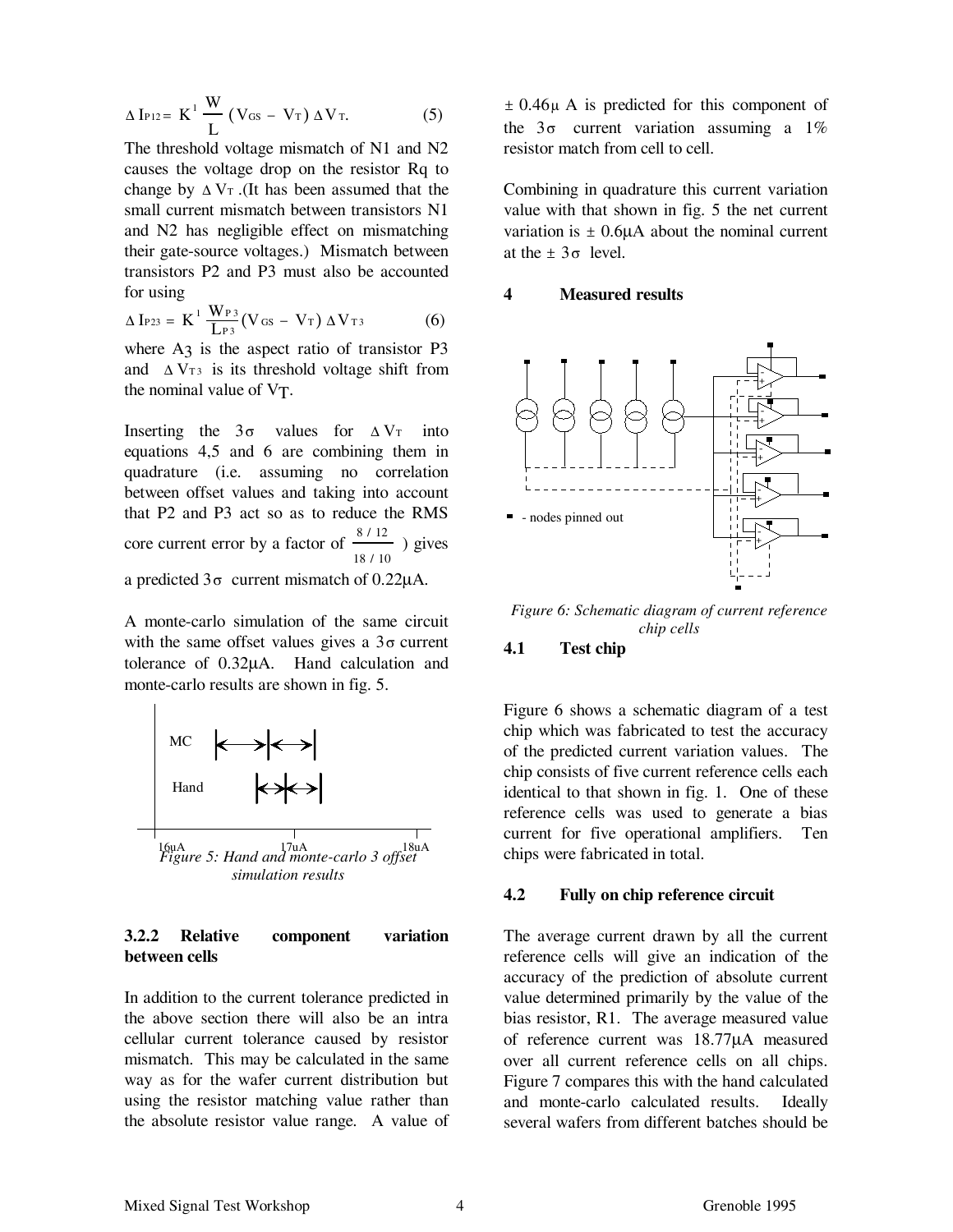$$\Delta I_{P12} = K^1 \frac{W}{L} (V_{GS} - V_T) \Delta V_T. \quad (5)$$

The threshold voltage mismatch of N1 and N2 causes the voltage drop on the resistor Rq to change by $\Delta V_T$ .(It has been assumed that the small current mismatch between transistors N1 and N2 has negligible effect on mismatching their gate-source voltages.) Mismatch between transistors P2 and P3 must also be accounted for using

$$\Delta I_{P23} = K^1 \frac{W_{P3}}{L_{P3}} (V_{GS} - V_T) \Delta V_{T3} \quad (6)$$

where A3 is the aspect ratio of transistor P3 and $\Delta V_{T3}$ is its threshold voltage shift from the nominal value of $V_T$.

Inserting the $3\sigma$ values for $\Delta V_T$ into equations 4,5 and 6 are combining them in quadrature (i.e. assuming no correlation between offset values and taking into account that P2 and P3 act so as to reduce the RMS core current error by a factor of $\frac{8/12}{18/10}$ ) gives a predicted $3\sigma$ current mismatch of 0.22μA.

A monte-carlo simulation of the same circuit with the same offset values gives a $3\sigma$ current tolerance of 0.32μA. Hand calculation and monte-carlo results are shown in fig. 5.

*Figure 5: Hand and monte-carlo 3 offset simulation results*

### 3.2.2 Relative component variation between cells

In addition to the current tolerance predicted in the above section there will also be an intra cellular current tolerance caused by resistor mismatch. This may be calculated in the same way as for the wafer current distribution but using the resistor matching value rather than the absolute resistor value range. A value of ± 0.46μ A is predicted for this component of the $3\sigma$ current variation assuming a 1% resistor match from cell to cell.

Combining in quadrature this current variation value with that shown in fig. 5 the net current variation is ± 0.6μA about the nominal current at the ± $3\sigma$ level.

## 4 Measured results

*Figure 6: Schematic diagram of current reference chip cells*

### 4.1 Test chip

Figure 6 shows a schematic diagram of a test chip which was fabricated to test the accuracy of the predicted current variation values. The chip consists of five current reference cells each identical to that shown in fig. 1. One of these reference cells was used to generate a bias current for five operational amplifiers. Ten chips were fabricated in total.

### 4.2 Fully on chip reference circuit

The average current drawn by all the current reference cells will give an indication of the accuracy of the prediction of absolute current value determined primarily by the value of the bias resistor, R1. The average measured value of reference current was 18.77μA measured over all current reference cells on all chips. Figure 7 compares this with the hand calculated and monte-carlo calculated results. Ideally several wafers from different batches should be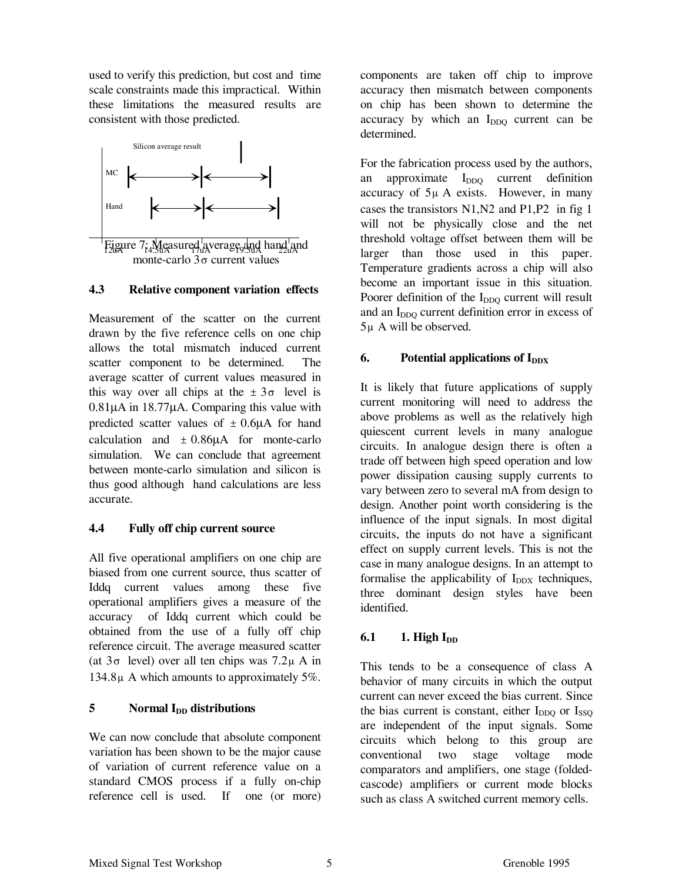used to verify this prediction, but cost and time scale constraints made this impractical. Within these limitations the measured results are consistent with those predicted.

Silicon average result

MC

Hand

12uA 14.5uA 17uA 19.5uA 22uA

Figure 7: Measured average and hand and monte-carlo $3\sigma$ current values

### 4.3 Relative component variation effects

Measurement of the scatter on the current drawn by the five reference cells on one chip allows the total mismatch induced current scatter component to be determined. The average scatter of current values measured in this way over all chips at the $\pm 3\sigma$ level is 0.81μA in 18.77μA. Comparing this value with predicted scatter values of ± 0.6μA for hand calculation and ± 0.86μA for monte-carlo simulation. We can conclude that agreement between monte-carlo simulation and silicon is thus good although hand calculations are less accurate.

### 4.4 Fully off chip current source

All five operational amplifiers on one chip are biased from one current source, thus scatter of Iddq current values among these five operational amplifiers gives a measure of the accuracy of Iddq current which could be obtained from the use of a fully off chip reference circuit. The average measured scatter (at $3\sigma$ level) over all ten chips was 7.2μ A in 134.8μ A which amounts to approximately 5%.

## 5 Normal $I_{DD}$ distributions

We can now conclude that absolute component variation has been shown to be the major cause of variation of current reference value on a standard CMOS process if a fully on-chip reference cell is used. If one (or more) components are taken off chip to improve accuracy then mismatch between components on chip has been shown to determine the accuracy by which an $I_{DDQ}$ current can be determined.

For the fabrication process used by the authors, an approximate $I_{DDQ}$ current definition accuracy of 5μ A exists. However, in many cases the transistors N1,N2 and P1,P2 in fig 1 will not be physically close and the net threshold voltage offset between them will be larger than those used in this paper. Temperature gradients across a chip will also become an important issue in this situation. Poorer definition of the $I_{DDQ}$ current will result and an $I_{DDQ}$ current definition error in excess of 5μ A will be observed.

## 6. Potential applications of $I_{DDX}$

It is likely that future applications of supply current monitoring will need to address the above problems as well as the relatively high quiescent current levels in many analogue circuits. In analogue design there is often a trade off between high speed operation and low power dissipation causing supply currents to vary between zero to several mA from design to design. Another point worth considering is the influence of the input signals. In most digital circuits, the inputs do not have a significant effect on supply current levels. This is not the case in many analogue designs. In an attempt to formalise the applicability of $I_{DDX}$ techniques, three dominant design styles have been identified.

### 6.1 1. High $I_{DD}$

This tends to be a consequence of class A behavior of many circuits in which the output current can never exceed the bias current. Since the bias current is constant, either $I_{DDQ}$ or $I_{SSQ}$ are independent of the input signals. Some circuits which belong to this group are conventional two stage voltage mode comparators and amplifiers, one stage (folded-cascode) amplifiers or current mode blocks such as class A switched current memory cells.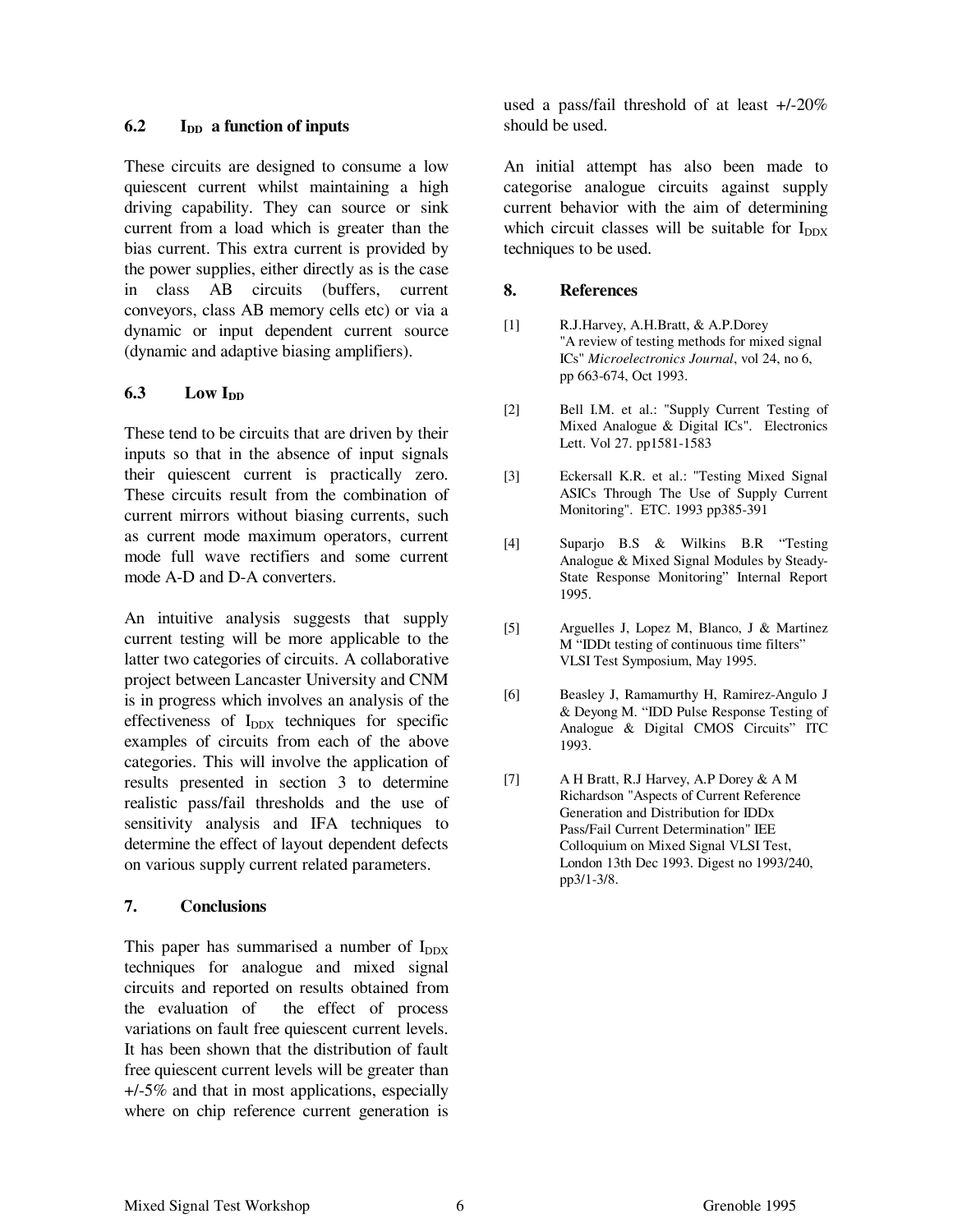### 6.2 $I_{DD}$ a function of inputs

These circuits are designed to consume a low quiescent current whilst maintaining a high driving capability. They can source or sink current from a load which is greater than the bias current. This extra current is provided by the power supplies, either directly as is the case in class AB circuits (buffers, current conveyors, class AB memory cells etc) or via a dynamic or input dependent current source (dynamic and adaptive biasing amplifiers).

### 6.3 Low $I_{DD}$

These tend to be circuits that are driven by their inputs so that in the absence of input signals their quiescent current is practically zero. These circuits result from the combination of current mirrors without biasing currents, such as current mode maximum operators, current mode full wave rectifiers and some current mode A-D and D-A converters.

An intuitive analysis suggests that supply current testing will be more applicable to the latter two categories of circuits. A collaborative project between Lancaster University and CNM is in progress which involves an analysis of the effectiveness of $I_{DDX}$ techniques for specific examples of circuits from each of the above categories. This will involve the application of results presented in section 3 to determine realistic pass/fail thresholds and the use of sensitivity analysis and IFA techniques to determine the effect of layout dependent defects on various supply current related parameters.

## 7. Conclusions

This paper has summarised a number of $I_{DDX}$ techniques for analogue and mixed signal circuits and reported on results obtained from the evaluation of the effect of process variations on fault free quiescent current levels. It has been shown that the distribution of fault free quiescent current levels will be greater than +/-5% and that in most applications, especially where on chip reference current generation is used a pass/fail threshold of at least +/-20% should be used.

An initial attempt has also been made to categorise analogue circuits against supply current behavior with the aim of determining which circuit classes will be suitable for $I_{DDX}$ techniques to be used.

## 8. References

[1] R.J.Harvey, A.H.Bratt, & A.P.Dorey "A review of testing methods for mixed signal ICs" *Microelectronics Journal*, vol 24, no 6, pp 663-674, Oct 1993.

[2] Bell I.M. et al.: "Supply Current Testing of Mixed Analogue & Digital ICs". Electronics Lett. Vol 27. pp1581-1583

[3] Eckersall K.R. et al.: "Testing Mixed Signal ASICs Through The Use of Supply Current Monitoring". ETC. 1993 pp385-391

[4] Suparjo B.S & Wilkins B.R "Testing Analogue & Mixed Signal Modules by Steady-State Response Monitoring" Internal Report 1995.

[5] Arguelles J, Lopez M, Blanco, J & Martinez M "IDDt testing of continuous time filters" VLSI Test Symposium, May 1995.

[6] Beasley J, Ramamurthy H, Ramirez-Angulo J & Deyong M. "IDD Pulse Response Testing of Analogue & Digital CMOS Circuits" ITC 1993.

[7] A H Bratt, R.J Harvey, A.P Dorey & A M Richardson "Aspects of Current Reference Generation and Distribution for IDDx Pass/Fail Current Determination" IEE Colloquium on Mixed Signal VLSI Test, London 13th Dec 1993. Digest no 1993/240, pp3/1-3/8.